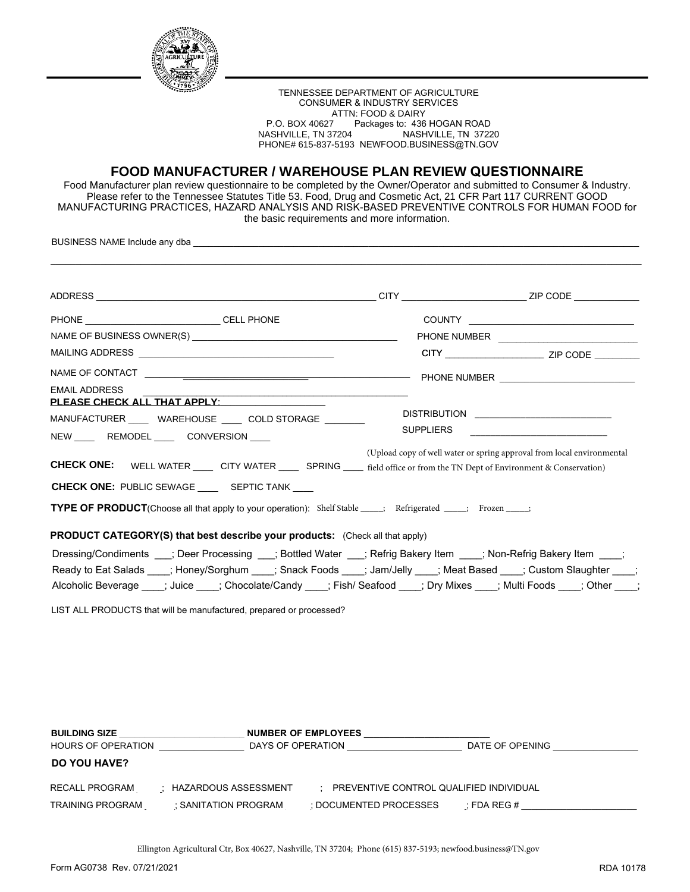TENNESSEE DEPARTMENT OF AGRICULTURE
CONSUMER & INDUSTRY SERVICES
ATTN: FOOD & DAIRY
P.O. BOX 40627 Packages to: 436 HOGAN ROAD
NASHVILLE, TN 37204 NASHVILLE, TN 37220
PHONE# 615-837-5193 NEWFOOD.BUSINESS@TN.GOV

# FOOD MANUFACTURER / WAREHOUSE PLAN REVIEW QUESTIONNAIRE

Food Manufacturer plan review questionnaire to be completed by the Owner/Operator and submitted to Consumer & Industry. Please refer to the Tennessee Statutes Title 53. Food, Drug and Cosmetic Act, 21 CFR Part 117 CURRENT GOOD MANUFACTURING PRACTICES, HAZARD ANALYSIS AND RISK-BASED PREVENTIVE CONTROLS FOR HUMAN FOOD for the basic requirements and more information.

BUSINESS NAME Include any dba ______________________________

ADDRESS ______________________________ CITY ______________ ZIP CODE ________

PHONE ________________ CELL PHONE COUNTY ________________

NAME OF BUSINESS OWNER(S) ________________ PHONE NUMBER ________________

MAILING ADDRESS ________________ CITY ________ ZIP CODE ________

NAME OF CONTACT ________________ PHONE NUMBER ________________

EMAIL ADDRESS ________________

**PLEASE CHECK ALL THAT APPLY**:

MANUFACTURER ____ WAREHOUSE ____ COLD STORAGE ________ DISTRIBUTION ________________

NEW ____ REMODEL ____ CONVERSION ____ SUPPLIERS ________________

**CHECK ONE:** WELL WATER ____ CITY WATER ____ SPRING ____ (Upload copy of well water or spring approval from local environmental field office or from the TN Dept of Environment & Conservation)

**CHECK ONE:** PUBLIC SEWAGE ____ SEPTIC TANK ____

**TYPE OF PRODUCT**(Choose all that apply to your operation): Shelf Stable _____; Refrigerated _____; Frozen _____;

**PRODUCT CATEGORY(S) that best describe your products:** (Check all that apply)

Dressing/Condiments ___; Deer Processing ___; Bottled Water ___; Refrig Bakery Item ____; Non-Refrig Bakery Item ____;
Ready to Eat Salads ____; Honey/Sorghum ____; Snack Foods ____; Jam/Jelly ____; Meat Based ____; Custom Slaughter ____;
Alcoholic Beverage ____; Juice ____; Chocolate/Candy ____; Fish/ Seafood ____; Dry Mixes ____; Multi Foods ____; Other ____;

LIST ALL PRODUCTS that will be manufactured, prepared or processed?

**BUILDING SIZE** ________________ **NUMBER OF EMPLOYEES** ________________

HOURS OF OPERATION ____________ DAYS OF OPERATION ____________ DATE OF OPENING ____________

**DO YOU HAVE?**

RECALL PROGRAM ; HAZARDOUS ASSESSMENT ; PREVENTIVE CONTROL QUALIFIED INDIVIDUAL

TRAINING PROGRAM ; SANITATION PROGRAM ; DOCUMENTED PROCESSES ; FDA REG # ________________

Ellington Agricultural Ctr, Box 40627, Nashville, TN 37204; Phone (615) 837-5193; newfood.business@TN.gov

Form AG0738 Rev. 07/21/2021 RDA 10178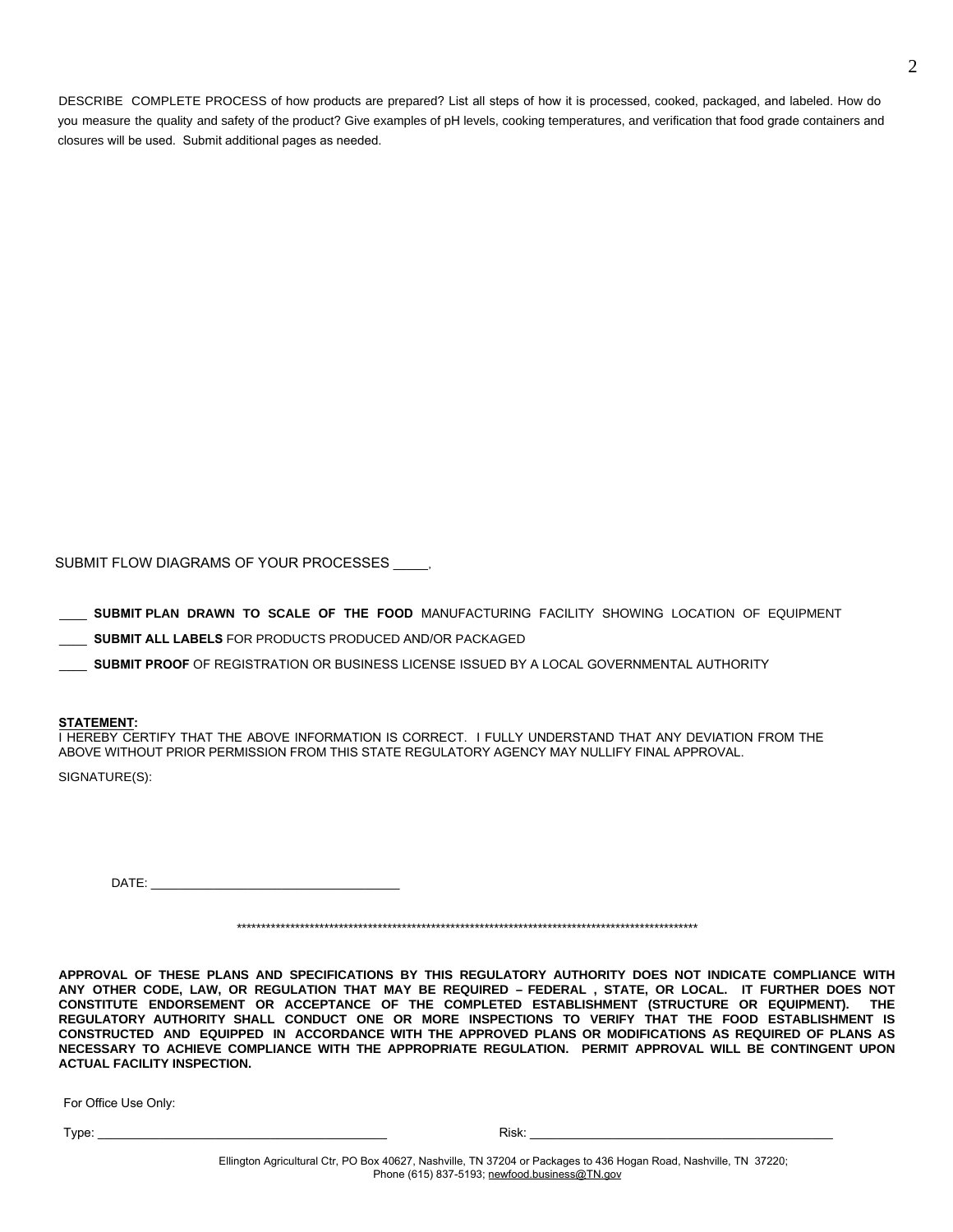DESCRIBE COMPLETE PROCESS of how products are prepared? List all steps of how it is processed, cooked, packaged, and labeled. How do you measure the quality and safety of the product? Give examples of pH levels, cooking temperatures, and verification that food grade containers and closures will be used. Submit additional pages as needed.

SUBMIT FLOW DIAGRAMS OF YOUR PROCESSES _____,

____ **SUBMIT PLAN DRAWN TO SCALE OF THE FOOD** MANUFACTURING FACILITY SHOWING LOCATION OF EQUIPMENT

____ **SUBMIT ALL LABELS** FOR PRODUCTS PRODUCED AND/OR PACKAGED

____ **SUBMIT PROOF** OF REGISTRATION OR BUSINESS LICENSE ISSUED BY A LOCAL GOVERNMENTAL AUTHORITY

**STATEMENT:**
I HEREBY CERTIFY THAT THE ABOVE INFORMATION IS CORRECT. I FULLY UNDERSTAND THAT ANY DEVIATION FROM THE ABOVE WITHOUT PRIOR PERMISSION FROM THIS STATE REGULATORY AGENCY MAY NULLIFY FINAL APPROVAL.

SIGNATURE(S):

DATE: ___________________________________

***********************************************************************************************

**APPROVAL OF THESE PLANS AND SPECIFICATIONS BY THIS REGULATORY AUTHORITY DOES NOT INDICATE COMPLIANCE WITH ANY OTHER CODE, LAW, OR REGULATION THAT MAY BE REQUIRED – FEDERAL , STATE, OR LOCAL. IT FURTHER DOES NOT CONSTITUTE ENDORSEMENT OR ACCEPTANCE OF THE COMPLETED ESTABLISHMENT (STRUCTURE OR EQUIPMENT). THE REGULATORY AUTHORITY SHALL CONDUCT ONE OR MORE INSPECTIONS TO VERIFY THAT THE FOOD ESTABLISHMENT IS CONSTRUCTED AND EQUIPPED IN ACCORDANCE WITH THE APPROVED PLANS OR MODIFICATIONS AS REQUIRED OF PLANS AS NECESSARY TO ACHIEVE COMPLIANCE WITH THE APPROPRIATE REGULATION. PERMIT APPROVAL WILL BE CONTINGENT UPON ACTUAL FACILITY INSPECTION.**

For Office Use Only:

Type: ________________________________________ Risk: ____________________________________________

Ellington Agricultural Ctr, PO Box 40627, Nashville, TN 37204 or Packages to 436 Hogan Road, Nashville, TN 37220;
Phone (615) 837-5193; newfood.business@TN.gov